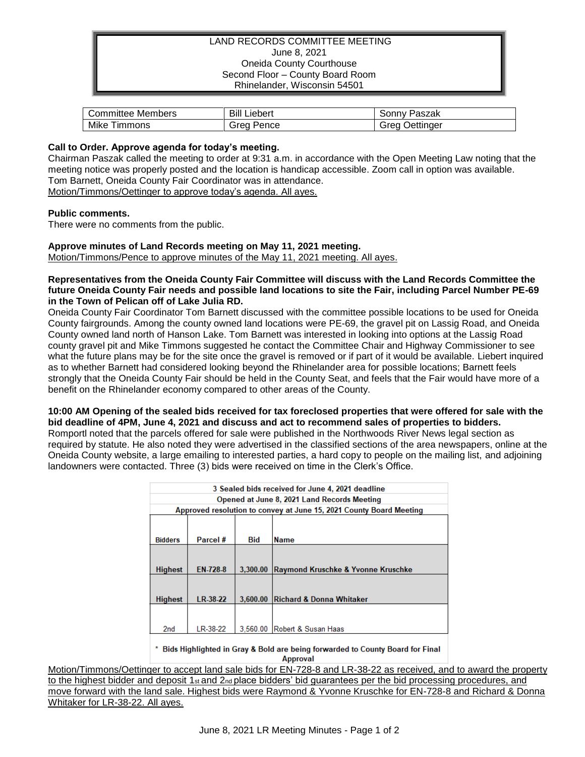# LAND RECORDS COMMITTEE MEETING

June 8, 2021
Oneida County Courthouse
Second Floor – County Board Room
Rhinelander, Wisconsin 54501

| Committee Members | Bill Liebert | Sonny Paszak |
|---|---|---|
| Mike Timmons | Greg Pence | Greg Oettinger |

**Call to Order. Approve agenda for today's meeting.**

Chairman Paszak called the meeting to order at 9:31 a.m. in accordance with the Open Meeting Law noting that the meeting notice was properly posted and the location is handicap accessible. Zoom call in option was available.
Tom Barnett, Oneida County Fair Coordinator was in attendance.
Motion/Timmons/Oettinger to approve today's agenda. All ayes.

**Public comments.**

There were no comments from the public.

**Approve minutes of Land Records meeting on May 11, 2021 meeting.**

Motion/Timmons/Pence to approve minutes of the May 11, 2021 meeting. All ayes.

**Representatives from the Oneida County Fair Committee will discuss with the Land Records Committee the future Oneida County Fair needs and possible land locations to site the Fair, including Parcel Number PE-69 in the Town of Pelican off of Lake Julia RD.**

Oneida County Fair Coordinator Tom Barnett discussed with the committee possible locations to be used for Oneida County fairgrounds. Among the county owned land locations were PE-69, the gravel pit on Lassig Road, and Oneida County owned land north of Hanson Lake. Tom Barnett was interested in looking into options at the Lassig Road county gravel pit and Mike Timmons suggested he contact the Committee Chair and Highway Commissioner to see what the future plans may be for the site once the gravel is removed or if part of it would be available. Liebert inquired as to whether Barnett had considered looking beyond the Rhinelander area for possible locations; Barnett feels strongly that the Oneida County Fair should be held in the County Seat, and feels that the Fair would have more of a benefit on the Rhinelander economy compared to other areas of the County.

**10:00 AM Opening of the sealed bids received for tax foreclosed properties that were offered for sale with the bid deadline of 4PM, June 4, 2021 and discuss and act to recommend sales of properties to bidders.**

Romportl noted that the parcels offered for sale were published in the Northwoods River News legal section as required by statute. He also noted they were advertised in the classified sections of the area newspapers, online at the Oneida County website, a large emailing to interested parties, a hard copy to people on the mailing list, and adjoining landowners were contacted. Three (3) bids were received on time in the Clerk's Office.

| 3 Sealed bids received for June 4, 2021 deadline | | | |
|---|---|---|---|
| Opened at June 8, 2021 Land Records Meeting | | | |
| Approved resolution to convey at June 15, 2021 County Board Meeting | | | |
| **Bidders** | **Parcel #** | **Bid** | **Name** |
| **Highest** | **EN-728-8** | **3,300.00** | **Raymond Kruschke & Yvonne Kruschke** |
| **Highest** | **LR-38-22** | **3,600.00** | **Richard & Donna Whitaker** |
| 2nd | LR-38-22 | 3,560.00 | Robert & Susan Haas |

\* Bids Highlighted in Gray & Bold are being forwarded to County Board for Final Approval

Motion/Timmons/Oettinger to accept land sale bids for EN-728-8 and LR-38-22 as received, and to award the property to the highest bidder and deposit 1st and 2nd place bidders' bid guarantees per the bid processing procedures, and move forward with the land sale. Highest bids were Raymond & Yvonne Kruschke for EN-728-8 and Richard & Donna Whitaker for LR-38-22. All ayes.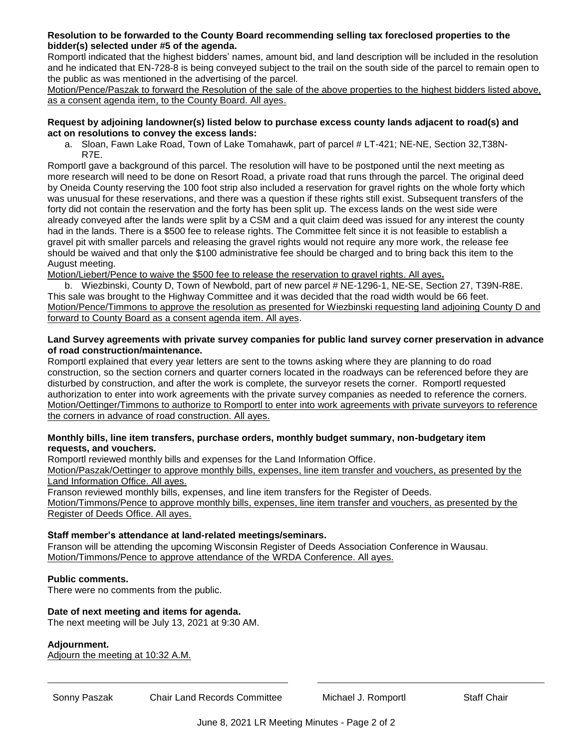**Resolution to be forwarded to the County Board recommending selling tax foreclosed properties to the bidder(s) selected under #5 of the agenda.**

Romportl indicated that the highest bidders' names, amount bid, and land description will be included in the resolution and he indicated that EN-728-8 is being conveyed subject to the trail on the south side of the parcel to remain open to the public as was mentioned in the advertising of the parcel.

Motion/Pence/Paszak to forward the Resolution of the sale of the above properties to the highest bidders listed above, as a consent agenda item, to the County Board. All ayes.

**Request by adjoining landowner(s) listed below to purchase excess county lands adjacent to road(s) and act on resolutions to convey the excess lands:**

a. Sloan, Fawn Lake Road, Town of Lake Tomahawk, part of parcel # LT-421; NE-NE, Section 32,T38N-R7E.

Romportl gave a background of this parcel. The resolution will have to be postponed until the next meeting as more research will need to be done on Resort Road, a private road that runs through the parcel. The original deed by Oneida County reserving the 100 foot strip also included a reservation for gravel rights on the whole forty which was unusual for these reservations, and there was a question if these rights still exist. Subsequent transfers of the forty did not contain the reservation and the forty has been split up. The excess lands on the west side were already conveyed after the lands were split by a CSM and a quit claim deed was issued for any interest the county had in the lands. There is a $500 fee to release rights. The Committee felt since it is not feasible to establish a gravel pit with smaller parcels and releasing the gravel rights would not require any more work, the release fee should be waived and that only the $100 administrative fee should be charged and to bring back this item to the August meeting.

Motion/Liebert/Pence to waive the $500 fee to release the reservation to gravel rights. All ayes**.**

b. Wiezbinski, County D, Town of Newbold, part of new parcel # NE-1296-1, NE-SE, Section 27, T39N-R8E. This sale was brought to the Highway Committee and it was decided that the road width would be 66 feet.

Motion/Pence/Timmons to approve the resolution as presented for Wiezbinski requesting land adjoining County D and forward to County Board as a consent agenda item. All ayes.

**Land Survey agreements with private survey companies for public land survey corner preservation in advance of road construction/maintenance.**

Romportl explained that every year letters are sent to the towns asking where they are planning to do road construction, so the section corners and quarter corners located in the roadways can be referenced before they are disturbed by construction, and after the work is complete, the surveyor resets the corner. Romportl requested authorization to enter into work agreements with the private survey companies as needed to reference the corners.

Motion/Oettinger/Timmons to authorize to Romportl to enter into work agreements with private surveyors to reference the corners in advance of road construction. All ayes.

**Monthly bills, line item transfers, purchase orders, monthly budget summary, non-budgetary item requests, and vouchers.**

Romportl reviewed monthly bills and expenses for the Land Information Office.

Motion/Paszak/Oettinger to approve monthly bills, expenses, line item transfer and vouchers, as presented by the Land Information Office. All ayes.

Franson reviewed monthly bills, expenses, and line item transfers for the Register of Deeds.

Motion/Timmons/Pence to approve monthly bills, expenses, line item transfer and vouchers, as presented by the Register of Deeds Office. All ayes.

**Staff member's attendance at land-related meetings/seminars.**

Franson will be attending the upcoming Wisconsin Register of Deeds Association Conference in Wausau.

Motion/Timmons/Pence to approve attendance of the WRDA Conference. All ayes.

**Public comments.**

There were no comments from the public.

**Date of next meeting and items for agenda.**

The next meeting will be July 13, 2021 at 9:30 AM.

**Adjournment.**

Adjourn the meeting at 10:32 A.M.

Sonny Paszak Chair Land Records Committee

Michael J. Romportl Staff Chair